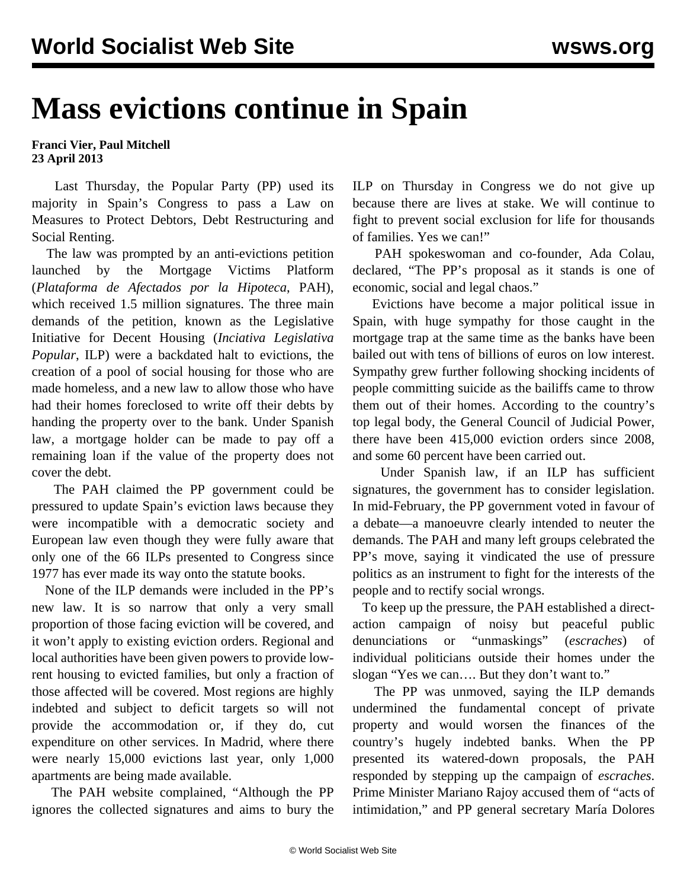# Mass evictions continue in Spain

**Franci Vier, Paul Mitchell**
**23 April 2013**

Last Thursday, the Popular Party (PP) used its majority in Spain's Congress to pass a Law on Measures to Protect Debtors, Debt Restructuring and Social Renting.

The law was prompted by an anti-evictions petition launched by the Mortgage Victims Platform (*Plataforma de Afectados por la Hipoteca*, PAH), which received 1.5 million signatures. The three main demands of the petition, known as the Legislative Initiative for Decent Housing (*Inciativa Legislativa Popular*, ILP) were a backdated halt to evictions, the creation of a pool of social housing for those who are made homeless, and a new law to allow those who have had their homes foreclosed to write off their debts by handing the property over to the bank. Under Spanish law, a mortgage holder can be made to pay off a remaining loan if the value of the property does not cover the debt.

The PAH claimed the PP government could be pressured to update Spain's eviction laws because they were incompatible with a democratic society and European law even though they were fully aware that only one of the 66 ILPs presented to Congress since 1977 has ever made its way onto the statute books.

None of the ILP demands were included in the PP's new law. It is so narrow that only a very small proportion of those facing eviction will be covered, and it won't apply to existing eviction orders. Regional and local authorities have been given powers to provide low-rent housing to evicted families, but only a fraction of those affected will be covered. Most regions are highly indebted and subject to deficit targets so will not provide the accommodation or, if they do, cut expenditure on other services. In Madrid, where there were nearly 15,000 evictions last year, only 1,000 apartments are being made available.

The PAH website complained, "Although the PP ignores the collected signatures and aims to bury the ILP on Thursday in Congress we do not give up because there are lives at stake. We will continue to fight to prevent social exclusion for life for thousands of families. Yes we can!"

PAH spokeswoman and co-founder, Ada Colau, declared, "The PP's proposal as it stands is one of economic, social and legal chaos."

Evictions have become a major political issue in Spain, with huge sympathy for those caught in the mortgage trap at the same time as the banks have been bailed out with tens of billions of euros on low interest. Sympathy grew further following shocking incidents of people committing suicide as the bailiffs came to throw them out of their homes. According to the country's top legal body, the General Council of Judicial Power, there have been 415,000 eviction orders since 2008, and some 60 percent have been carried out.

Under Spanish law, if an ILP has sufficient signatures, the government has to consider legislation. In mid-February, the PP government voted in favour of a debate—a manoeuvre clearly intended to neuter the demands. The PAH and many left groups celebrated the PP's move, saying it vindicated the use of pressure politics as an instrument to fight for the interests of the people and to rectify social wrongs.

To keep up the pressure, the PAH established a direct-action campaign of noisy but peaceful public denunciations or "unmaskings" (*escraches*) of individual politicians outside their homes under the slogan "Yes we can…. But they don't want to."

The PP was unmoved, saying the ILP demands undermined the fundamental concept of private property and would worsen the finances of the country's hugely indebted banks. When the PP presented its watered-down proposals, the PAH responded by stepping up the campaign of *escraches*. Prime Minister Mariano Rajoy accused them of "acts of intimidation," and PP general secretary María Dolores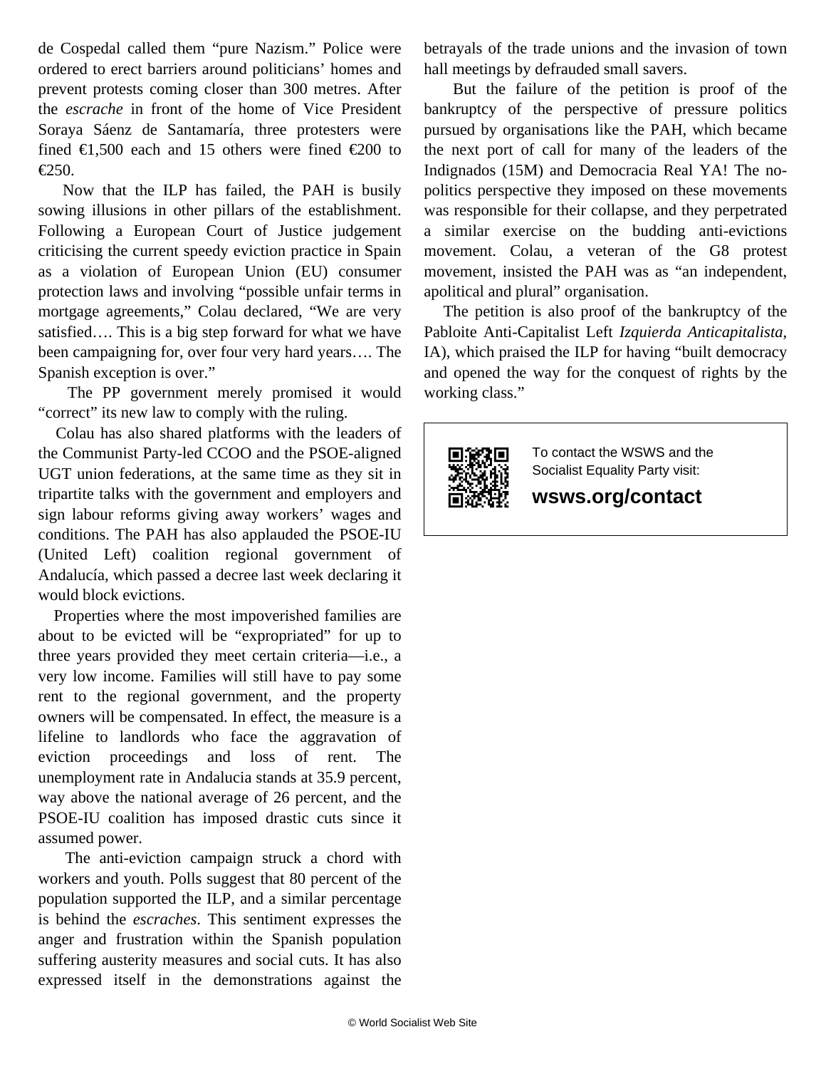de Cospedal called them “pure Nazism.” Police were ordered to erect barriers around politicians’ homes and prevent protests coming closer than 300 metres. After the *escrache* in front of the home of Vice President Soraya Sáenz de Santamaría, three protesters were fined €1,500 each and 15 others were fined €200 to €250.

Now that the ILP has failed, the PAH is busily sowing illusions in other pillars of the establishment. Following a European Court of Justice judgement criticising the current speedy eviction practice in Spain as a violation of European Union (EU) consumer protection laws and involving “possible unfair terms in mortgage agreements,” Colau declared, “We are very satisfied…. This is a big step forward for what we have been campaigning for, over four very hard years…. The Spanish exception is over.”

The PP government merely promised it would “correct” its new law to comply with the ruling.

Colau has also shared platforms with the leaders of the Communist Party-led CCOO and the PSOE-aligned UGT union federations, at the same time as they sit in tripartite talks with the government and employers and sign labour reforms giving away workers’ wages and conditions. The PAH has also applauded the PSOE-IU (United Left) coalition regional government of Andalucía, which passed a decree last week declaring it would block evictions.

Properties where the most impoverished families are about to be evicted will be “expropriated” for up to three years provided they meet certain criteria—i.e., a very low income. Families will still have to pay some rent to the regional government, and the property owners will be compensated. In effect, the measure is a lifeline to landlords who face the aggravation of eviction proceedings and loss of rent. The unemployment rate in Andalucia stands at 35.9 percent, way above the national average of 26 percent, and the PSOE-IU coalition has imposed drastic cuts since it assumed power.

The anti-eviction campaign struck a chord with workers and youth. Polls suggest that 80 percent of the population supported the ILP, and a similar percentage is behind the *escraches*. This sentiment expresses the anger and frustration within the Spanish population suffering austerity measures and social cuts. It has also expressed itself in the demonstrations against the betrayals of the trade unions and the invasion of town hall meetings by defrauded small savers.

But the failure of the petition is proof of the bankruptcy of the perspective of pressure politics pursued by organisations like the PAH, which became the next port of call for many of the leaders of the Indignados (15M) and Democracia Real YA! The no-politics perspective they imposed on these movements was responsible for their collapse, and they perpetrated a similar exercise on the budding anti-evictions movement. Colau, a veteran of the G8 protest movement, insisted the PAH was as “an independent, apolitical and plural” organisation.

The petition is also proof of the bankruptcy of the Pabloite Anti-Capitalist Left *Izquierda Anticapitalista*, IA), which praised the ILP for having “built democracy and opened the way for the conquest of rights by the working class.”

To contact the WSWS and the Socialist Equality Party visit:

**wsws.org/contact**